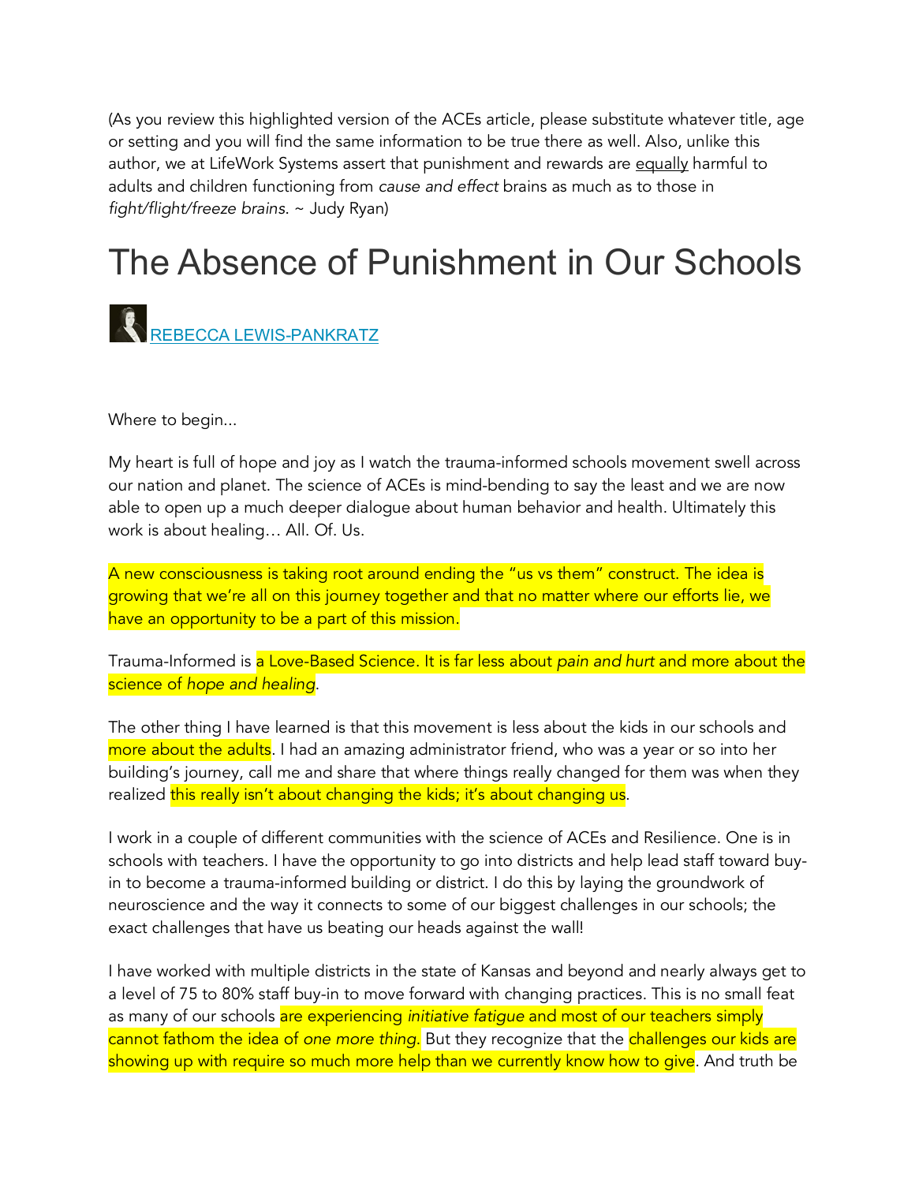(As you review this highlighted version of the ACEs article, please substitute whatever title, age or setting and you will find the same information to be true there as well. Also, unlike this author, we at LifeWork Systems assert that punishment and rewards are equally harmful to adults and children functioning from *cause and effect* brains as much as to those in *fight/flight/freeze brains*. ~ Judy Ryan)

# The Absence of Punishment in Our Schools

REBECCA LEWIS-PANKRATZ

Where to begin...

My heart is full of hope and joy as I watch the trauma-informed schools movement swell across our nation and planet. The science of ACEs is mind-bending to say the least and we are now able to open up a much deeper dialogue about human behavior and health. Ultimately this work is about healing… All. Of. Us.

A new consciousness is taking root around ending the "us vs them" construct. The idea is growing that we're all on this journey together and that no matter where our efforts lie, we have an opportunity to be a part of this mission.

Trauma-Informed is a Love-Based Science. It is far less about *pain and hurt* and more about the science of *hope and healing*.

The other thing I have learned is that this movement is less about the kids in our schools and more about the adults. I had an amazing administrator friend, who was a year or so into her building's journey, call me and share that where things really changed for them was when they realized this really isn't about changing the kids; it's about changing us.

I work in a couple of different communities with the science of ACEs and Resilience. One is in schools with teachers. I have the opportunity to go into districts and help lead staff toward buy-in to become a trauma-informed building or district. I do this by laying the groundwork of neuroscience and the way it connects to some of our biggest challenges in our schools; the exact challenges that have us beating our heads against the wall!

I have worked with multiple districts in the state of Kansas and beyond and nearly always get to a level of 75 to 80% staff buy-in to move forward with changing practices. This is no small feat as many of our schools are experiencing *initiative fatigue* and most of our teachers simply cannot fathom the idea of *one more thing*. But they recognize that the challenges our kids are showing up with require so much more help than we currently know how to give. And truth be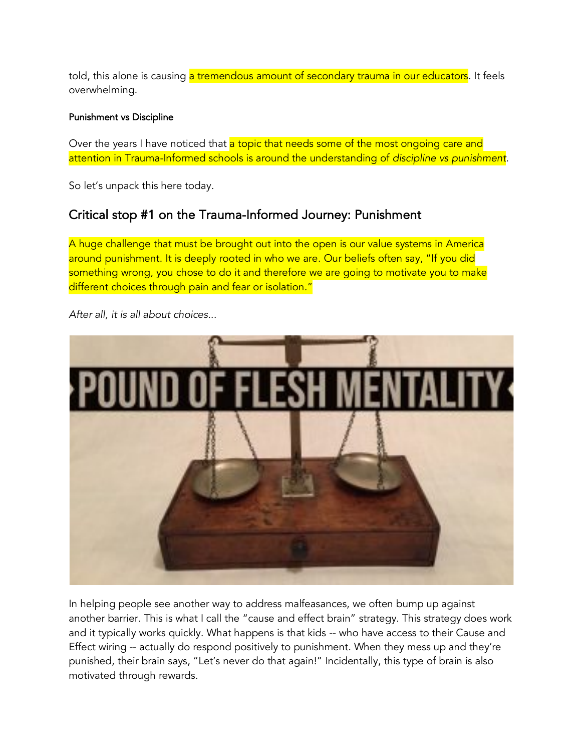told, this alone is causing a tremendous amount of secondary trauma in our educators. It feels overwhelming.

**Punishment vs Discipline**

Over the years I have noticed that a topic that needs some of the most ongoing care and attention in Trauma-Informed schools is around the understanding of *discipline vs punishment*.

So let's unpack this here today.

## Critical stop #1 on the Trauma-Informed Journey: Punishment

A huge challenge that must be brought out into the open is our value systems in America around punishment. It is deeply rooted in who we are. Our beliefs often say, "If you did something wrong, you chose to do it and therefore we are going to motivate you to make different choices through pain and fear or isolation."

*After all, it is all about choices...*

In helping people see another way to address malfeasances, we often bump up against another barrier. This is what I call the "cause and effect brain" strategy. This strategy does work and it typically works quickly. What happens is that kids -- who have access to their Cause and Effect wiring -- actually do respond positively to punishment. When they mess up and they're punished, their brain says, "Let's never do that again!" Incidentally, this type of brain is also motivated through rewards.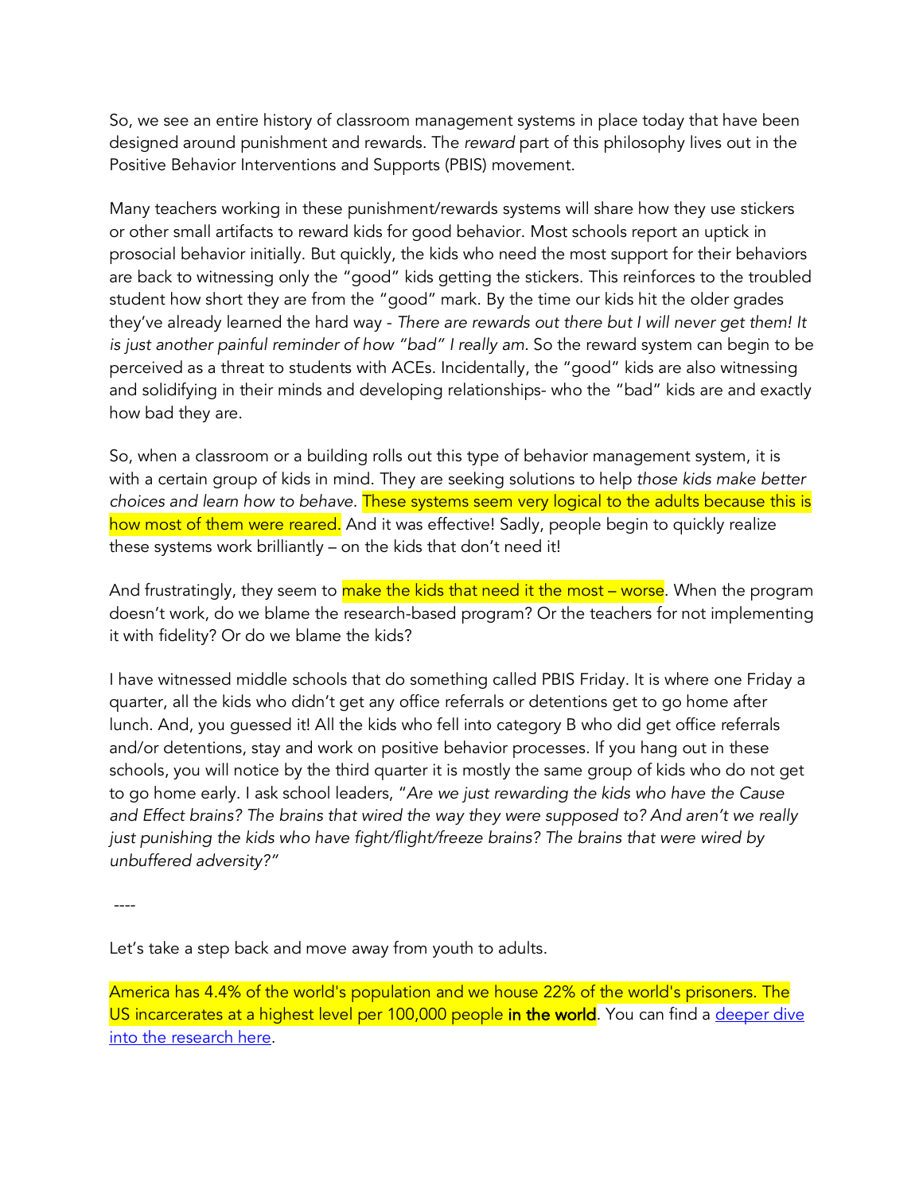So, we see an entire history of classroom management systems in place today that have been designed around punishment and rewards. The *reward* part of this philosophy lives out in the Positive Behavior Interventions and Supports (PBIS) movement.

Many teachers working in these punishment/rewards systems will share how they use stickers or other small artifacts to reward kids for good behavior. Most schools report an uptick in prosocial behavior initially. But quickly, the kids who need the most support for their behaviors are back to witnessing only the "good" kids getting the stickers. This reinforces to the troubled student how short they are from the "good" mark. By the time our kids hit the older grades they've already learned the hard way - *There are rewards out there but I will never get them! It is just another painful reminder of how "bad" I really am.* So the reward system can begin to be perceived as a threat to students with ACEs. Incidentally, the "good" kids are also witnessing and solidifying in their minds and developing relationships- who the "bad" kids are and exactly how bad they are.

So, when a classroom or a building rolls out this type of behavior management system, it is with a certain group of kids in mind. They are seeking solutions to help *those kids make better choices and learn how to behave.* These systems seem very logical to the adults because this is how most of them were reared. And it was effective! Sadly, people begin to quickly realize these systems work brilliantly – on the kids that don't need it!

And frustratingly, they seem to make the kids that need it the most – worse. When the program doesn't work, do we blame the research-based program? Or the teachers for not implementing it with fidelity? Or do we blame the kids?

I have witnessed middle schools that do something called PBIS Friday. It is where one Friday a quarter, all the kids who didn't get any office referrals or detentions get to go home after lunch. And, you guessed it! All the kids who fell into category B who did get office referrals and/or detentions, stay and work on positive behavior processes. If you hang out in these schools, you will notice by the third quarter it is mostly the same group of kids who do not get to go home early. I ask school leaders, "*Are we just rewarding the kids who have the Cause and Effect brains? The brains that wired the way they were supposed to? And aren't we really just punishing the kids who have fight/flight/freeze brains? The brains that were wired by unbuffered adversity?*"

----

Let's take a step back and move away from youth to adults.

America has 4.4% of the world's population and we house 22% of the world's prisoners. The US incarcerates at a highest level per 100,000 people **in the world**. You can find a [deeper dive into the research here](#).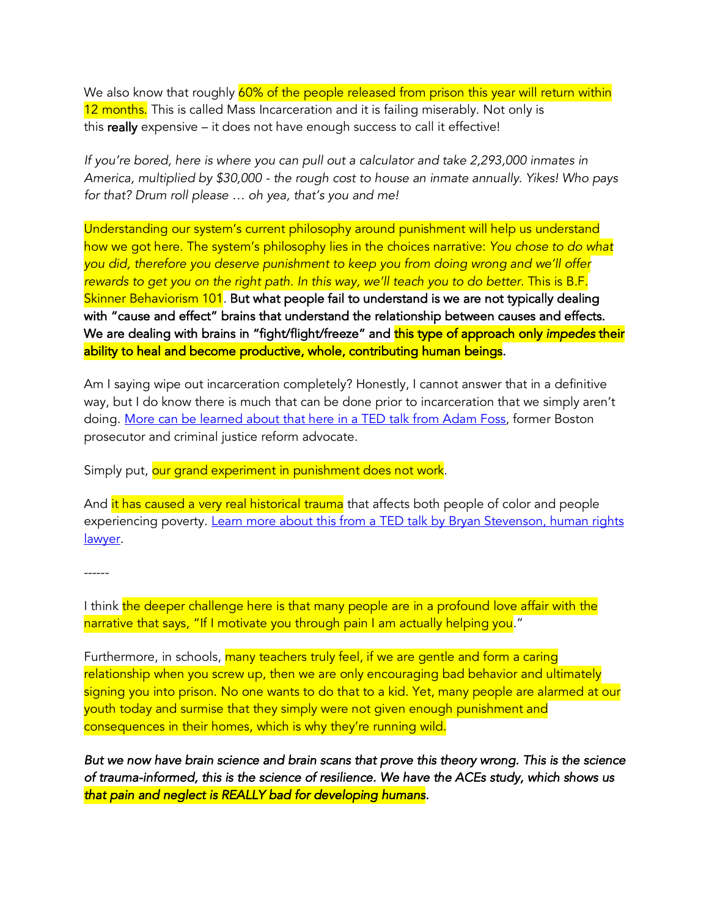We also know that roughly 60% of the people released from prison this year will return within 12 months. This is called Mass Incarceration and it is failing miserably. Not only is this **really** expensive – it does not have enough success to call it effective!

*If you're bored, here is where you can pull out a calculator and take 2,293,000 inmates in America, multiplied by $30,000 - the rough cost to house an inmate annually. Yikes! Who pays for that? Drum roll please … oh yea, that's you and me!*

Understanding our system's current philosophy around punishment will help us understand how we got here. The system's philosophy lies in the choices narrative: *You chose to do what you did, therefore you deserve punishment to keep you from doing wrong and we'll offer rewards to get you on the right path. In this way, we'll teach you to do better.* This is B.F. Skinner Behaviorism 101. **But what people fail to understand is we are not typically dealing with "cause and effect" brains that understand the relationship between causes and effects. We are dealing with brains in "fight/flight/freeze" and this type of approach only *impedes* their ability to heal and become productive, whole, contributing human beings.**

Am I saying wipe out incarceration completely? Honestly, I cannot answer that in a definitive way, but I do know there is much that can be done prior to incarceration that we simply aren't doing. [More can be learned about that here in a TED talk from Adam Foss](), former Boston prosecutor and criminal justice reform advocate.

Simply put, our grand experiment in punishment does not work.

And it has caused a very real historical trauma that affects both people of color and people experiencing poverty. [Learn more about this from a TED talk by Bryan Stevenson, human rights lawyer]().

------

I think the deeper challenge here is that many people are in a profound love affair with the narrative that says, "If I motivate you through pain I am actually helping you."

Furthermore, in schools, many teachers truly feel, if we are gentle and form a caring relationship when you screw up, then we are only encouraging bad behavior and ultimately signing you into prison. No one wants to do that to a kid. Yet, many people are alarmed at our youth today and surmise that they simply were not given enough punishment and consequences in their homes, which is why they're running wild.

*But we now have brain science and brain scans that prove this theory wrong. This is the science of trauma-informed, this is the science of resilience. We have the ACEs study, which shows us that pain and neglect is REALLY bad for developing humans.*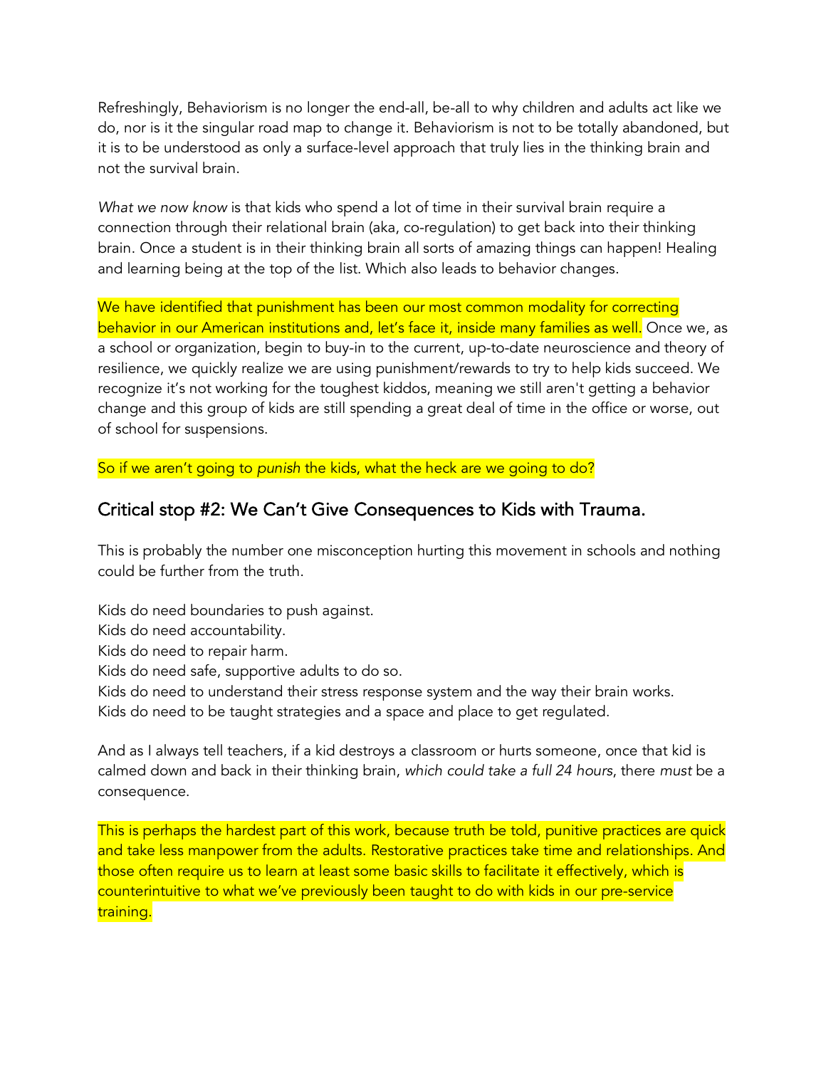Refreshingly, Behaviorism is no longer the end-all, be-all to why children and adults act like we do, nor is it the singular road map to change it. Behaviorism is not to be totally abandoned, but it is to be understood as only a surface-level approach that truly lies in the thinking brain and not the survival brain.

*What we now know* is that kids who spend a lot of time in their survival brain require a connection through their relational brain (aka, co-regulation) to get back into their thinking brain. Once a student is in their thinking brain all sorts of amazing things can happen! Healing and learning being at the top of the list. Which also leads to behavior changes.

We have identified that punishment has been our most common modality for correcting behavior in our American institutions and, let's face it, inside many families as well. Once we, as a school or organization, begin to buy-in to the current, up-to-date neuroscience and theory of resilience, we quickly realize we are using punishment/rewards to try to help kids succeed. We recognize it's not working for the toughest kiddos, meaning we still aren't getting a behavior change and this group of kids are still spending a great deal of time in the office or worse, out of school for suspensions.

So if we aren't going to *punish* the kids, what the heck are we going to do?

## Critical stop #2: We Can't Give Consequences to Kids with Trauma.

This is probably the number one misconception hurting this movement in schools and nothing could be further from the truth.

Kids do need boundaries to push against.
Kids do need accountability.
Kids do need to repair harm.
Kids do need safe, supportive adults to do so.
Kids do need to understand their stress response system and the way their brain works.
Kids do need to be taught strategies and a space and place to get regulated.

And as I always tell teachers, if a kid destroys a classroom or hurts someone, once that kid is calmed down and back in their thinking brain, *which could take a full 24 hours*, there *must* be a consequence.

This is perhaps the hardest part of this work, because truth be told, punitive practices are quick and take less manpower from the adults. Restorative practices take time and relationships. And those often require us to learn at least some basic skills to facilitate it effectively, which is counterintuitive to what we've previously been taught to do with kids in our pre-service training.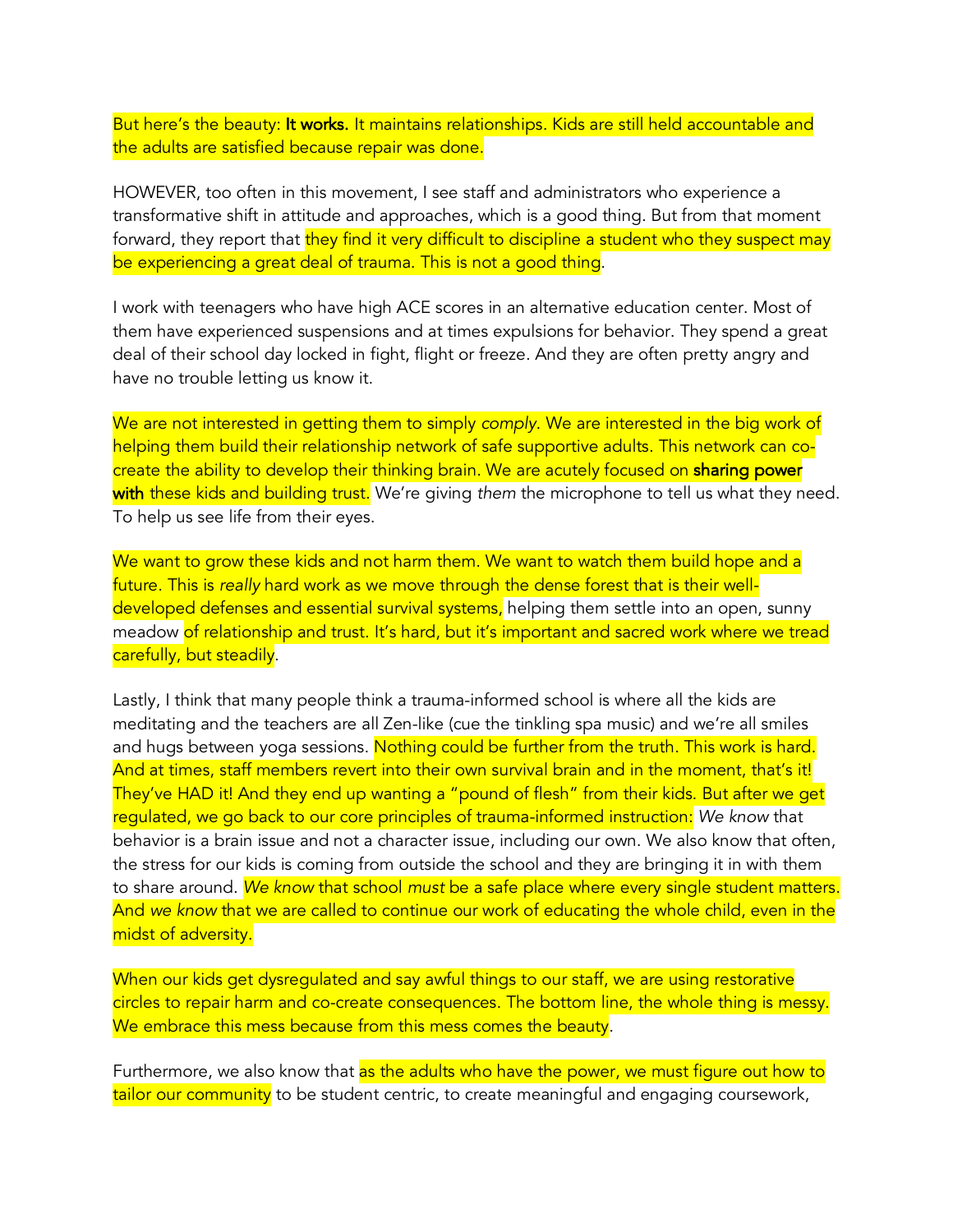But here's the beauty: **It works.** It maintains relationships. Kids are still held accountable and the adults are satisfied because repair was done.

HOWEVER, too often in this movement, I see staff and administrators who experience a transformative shift in attitude and approaches, which is a good thing. But from that moment forward, they report that they find it very difficult to discipline a student who they suspect may be experiencing a great deal of trauma. This is not a good thing.

I work with teenagers who have high ACE scores in an alternative education center. Most of them have experienced suspensions and at times expulsions for behavior. They spend a great deal of their school day locked in fight, flight or freeze. And they are often pretty angry and have no trouble letting us know it.

We are not interested in getting them to simply *comply*. We are interested in the big work of helping them build their relationship network of safe supportive adults. This network can co-create the ability to develop their thinking brain. We are acutely focused on **sharing power with** these kids and building trust. We're giving *them* the microphone to tell us what they need. To help us see life from their eyes.

We want to grow these kids and not harm them. We want to watch them build hope and a future. This is *really* hard work as we move through the dense forest that is their well-developed defenses and essential survival systems, helping them settle into an open, sunny meadow of relationship and trust. It's hard, but it's important and sacred work where we tread carefully, but steadily.

Lastly, I think that many people think a trauma-informed school is where all the kids are meditating and the teachers are all Zen-like (cue the tinkling spa music) and we're all smiles and hugs between yoga sessions. Nothing could be further from the truth. This work is hard. And at times, staff members revert into their own survival brain and in the moment, that's it! They've HAD it! And they end up wanting a "pound of flesh" from their kids. But after we get regulated, we go back to our core principles of trauma-informed instruction: *We know* that behavior is a brain issue and not a character issue, including our own. We also know that often, the stress for our kids is coming from outside the school and they are bringing it in with them to share around. *We know* that school *must* be a safe place where every single student matters. And *we know* that we are called to continue our work of educating the whole child, even in the midst of adversity.

When our kids get dysregulated and say awful things to our staff, we are using restorative circles to repair harm and co-create consequences. The bottom line, the whole thing is messy. We embrace this mess because from this mess comes the beauty.

Furthermore, we also know that as the adults who have the power, we must figure out how to tailor our community to be student centric, to create meaningful and engaging coursework,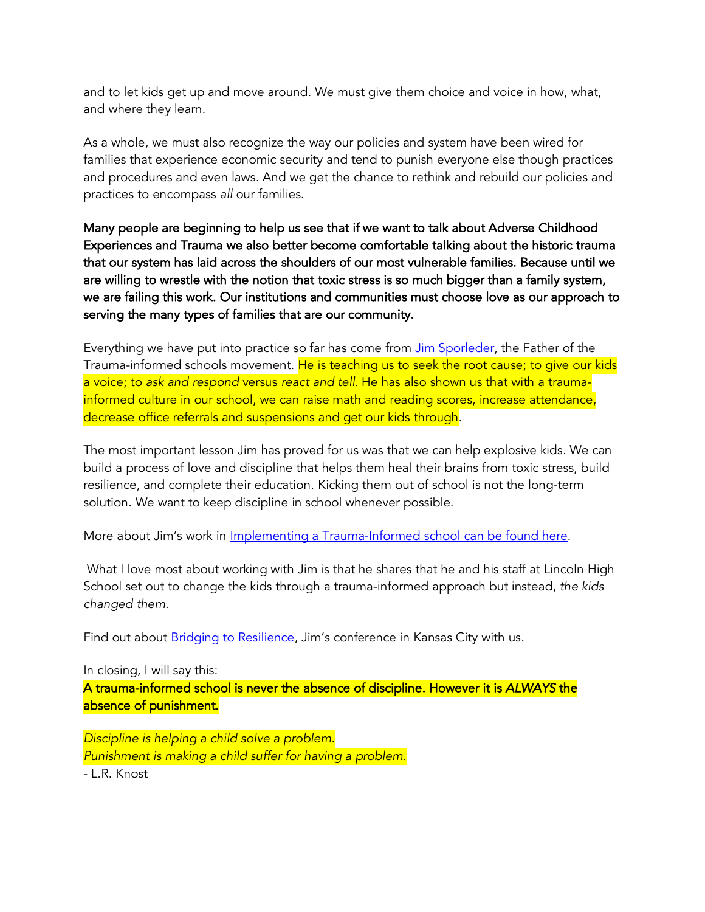and to let kids get up and move around. We must give them choice and voice in how, what, and where they learn.

As a whole, we must also recognize the way our policies and system have been wired for families that experience economic security and tend to punish everyone else though practices and procedures and even laws. And we get the chance to rethink and rebuild our policies and practices to encompass *all* our families.

**Many people are beginning to help us see that if we want to talk about Adverse Childhood Experiences and Trauma we also better become comfortable talking about the historic trauma that our system has laid across the shoulders of our most vulnerable families. Because until we are willing to wrestle with the notion that toxic stress is so much bigger than a family system, we are failing this work. Our institutions and communities must choose love as our approach to serving the many types of families that are our community.**

Everything we have put into practice so far has come from [Jim Sporleder](), the Father of the Trauma-informed schools movement. He is teaching us to seek the root cause; to give our kids a voice; to *ask and respond* versus *react and tell*. He has also shown us that with a trauma-informed culture in our school, we can raise math and reading scores, increase attendance, decrease office referrals and suspensions and get our kids through.

The most important lesson Jim has proved for us was that we can help explosive kids. We can build a process of love and discipline that helps them heal their brains from toxic stress, build resilience, and complete their education. Kicking them out of school is not the long-term solution. We want to keep discipline in school whenever possible.

More about Jim's work in [Implementing a Trauma-Informed school can be found here]().

What I love most about working with Jim is that he shares that he and his staff at Lincoln High School set out to change the kids through a trauma-informed approach but instead, *the kids changed them.*

Find out about [Bridging to Resilience](), Jim's conference in Kansas City with us.

In closing, I will say this:
**A trauma-informed school is never the absence of discipline. However it is *ALWAYS* the absence of punishment.**

*Discipline is helping a child solve a problem.*
*Punishment is making a child suffer for having a problem.*
- L.R. Knost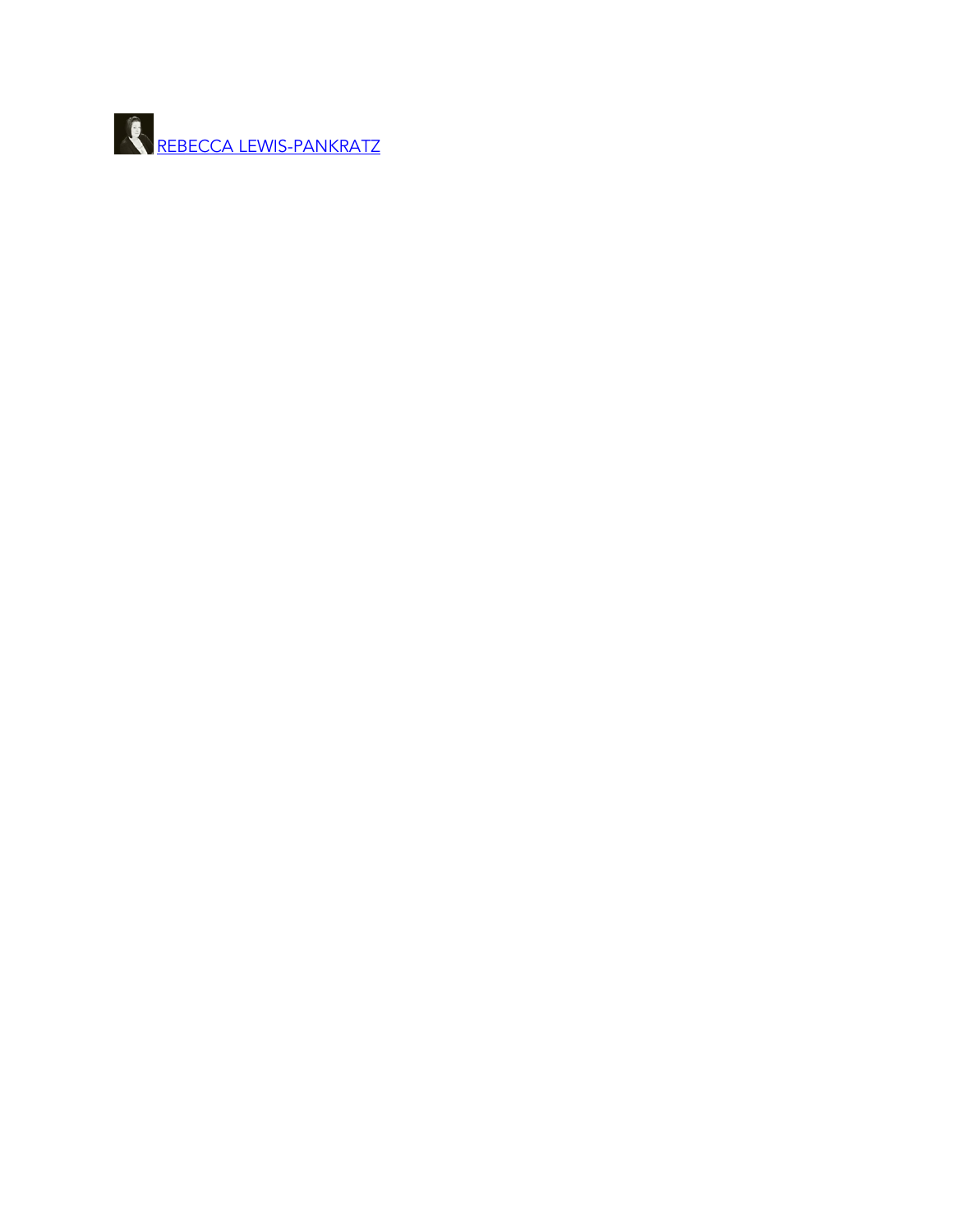REBECCA LEWIS-PANKRATZ